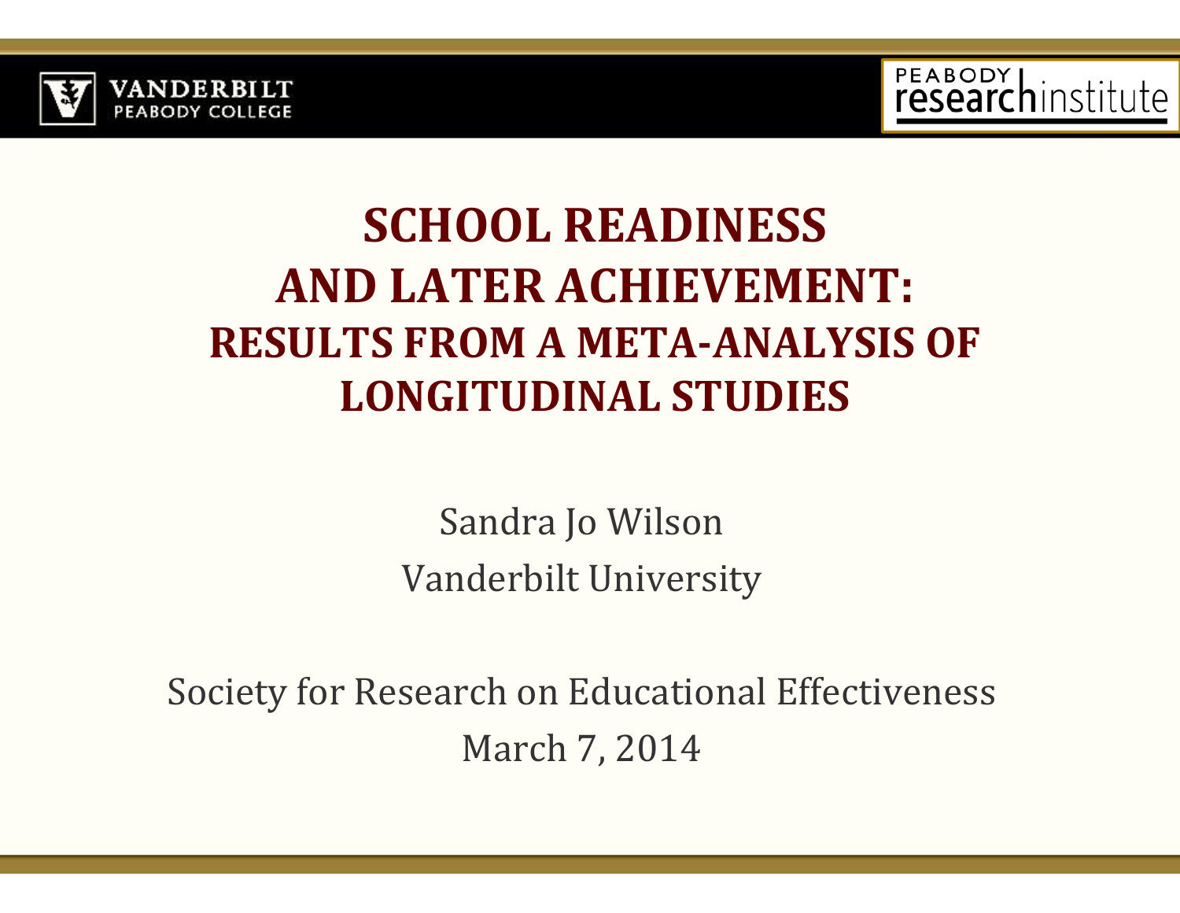# SCHOOL READINESS AND LATER ACHIEVEMENT:

## RESULTS FROM A META-ANALYSIS OF LONGITUDINAL STUDIES

Sandra Jo Wilson

Vanderbilt University

Society for Research on Educational Effectiveness

March 7, 2014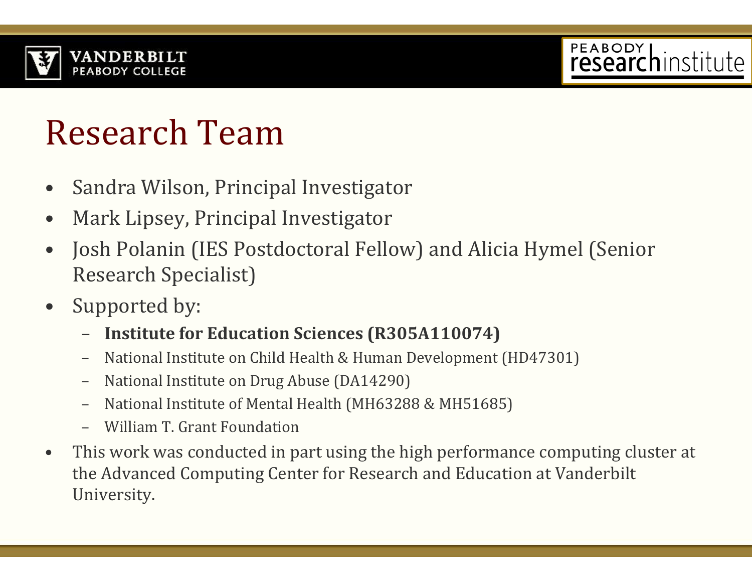# Research Team

- Sandra Wilson, Principal Investigator
- Mark Lipsey, Principal Investigator
- Josh Polanin (IES Postdoctoral Fellow) and Alicia Hymel (Senior Research Specialist)
- Supported by:
  - **Institute for Education Sciences (R305A110074)**
  - National Institute on Child Health & Human Development (HD47301)
  - National Institute on Drug Abuse (DA14290)
  - National Institute of Mental Health (MH63288 & MH51685)
  - William T. Grant Foundation
- This work was conducted in part using the high performance computing cluster at the Advanced Computing Center for Research and Education at Vanderbilt University.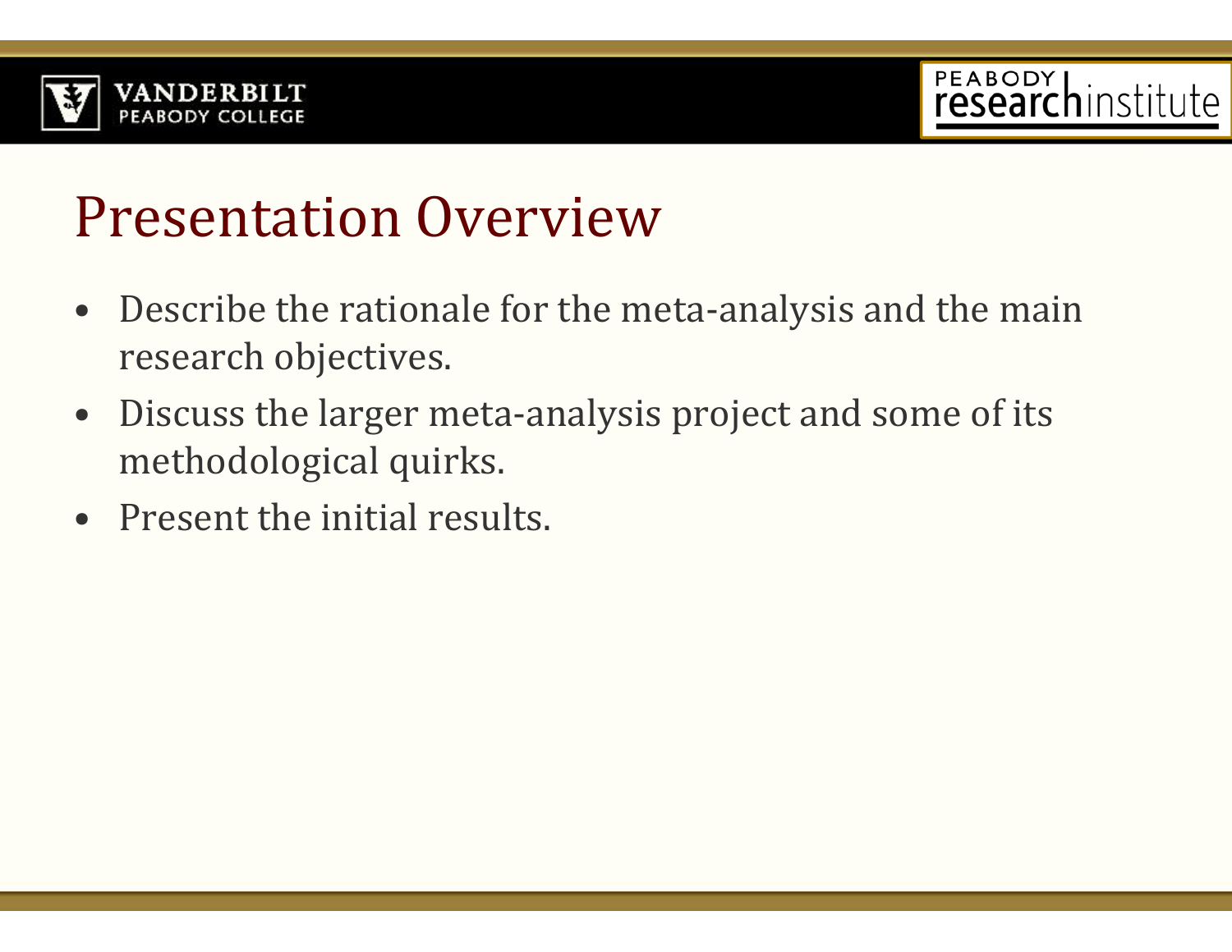# Presentation Overview

- Describe the rationale for the meta-analysis and the main research objectives.
- Discuss the larger meta-analysis project and some of its methodological quirks.
- Present the initial results.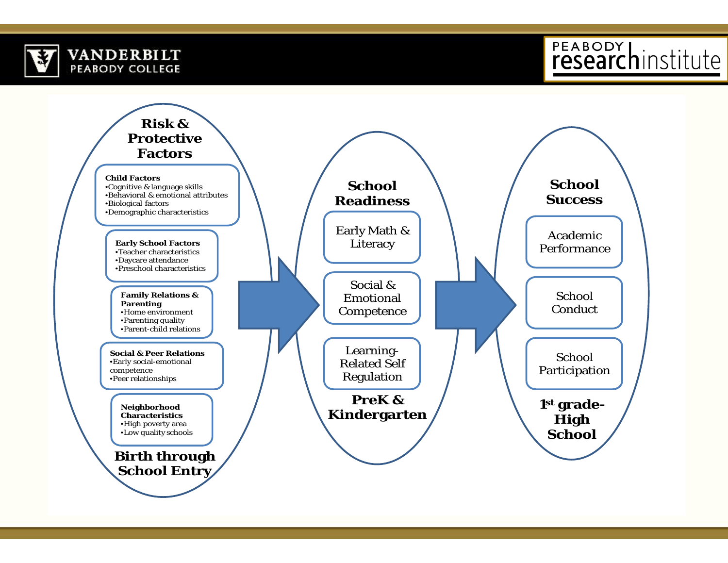## Risk & Protective Factors

**Child Factors**
- Cognitive & language skills
- Behavioral & emotional attributes
- Biological factors
- Demographic characteristics

**Early School Factors**
- Teacher characteristics
- Daycare attendance
- Preschool characteristics

**Family Relations & Parenting**
- Home environment
- Parenting quality
- Parent-child relations

**Social & Peer Relations**
- Early social-emotional competence
- Peer relationships

**Neighborhood Characteristics**
- High poverty area
- Low quality schools

**Birth through School Entry**

## School Readiness

- Early Math & Literacy
- Social & Emotional Competence
- Learning-Related Self Regulation

**PreK & Kindergarten**

## School Success

- Academic Performance
- School Conduct
- School Participation

**1st grade-High School**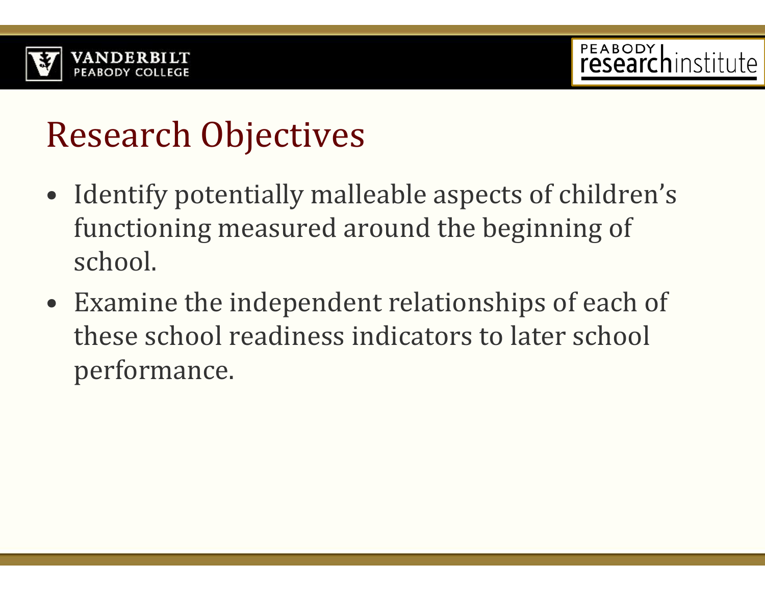# Research Objectives

- Identify potentially malleable aspects of children's functioning measured around the beginning of school.
- Examine the independent relationships of each of these school readiness indicators to later school performance.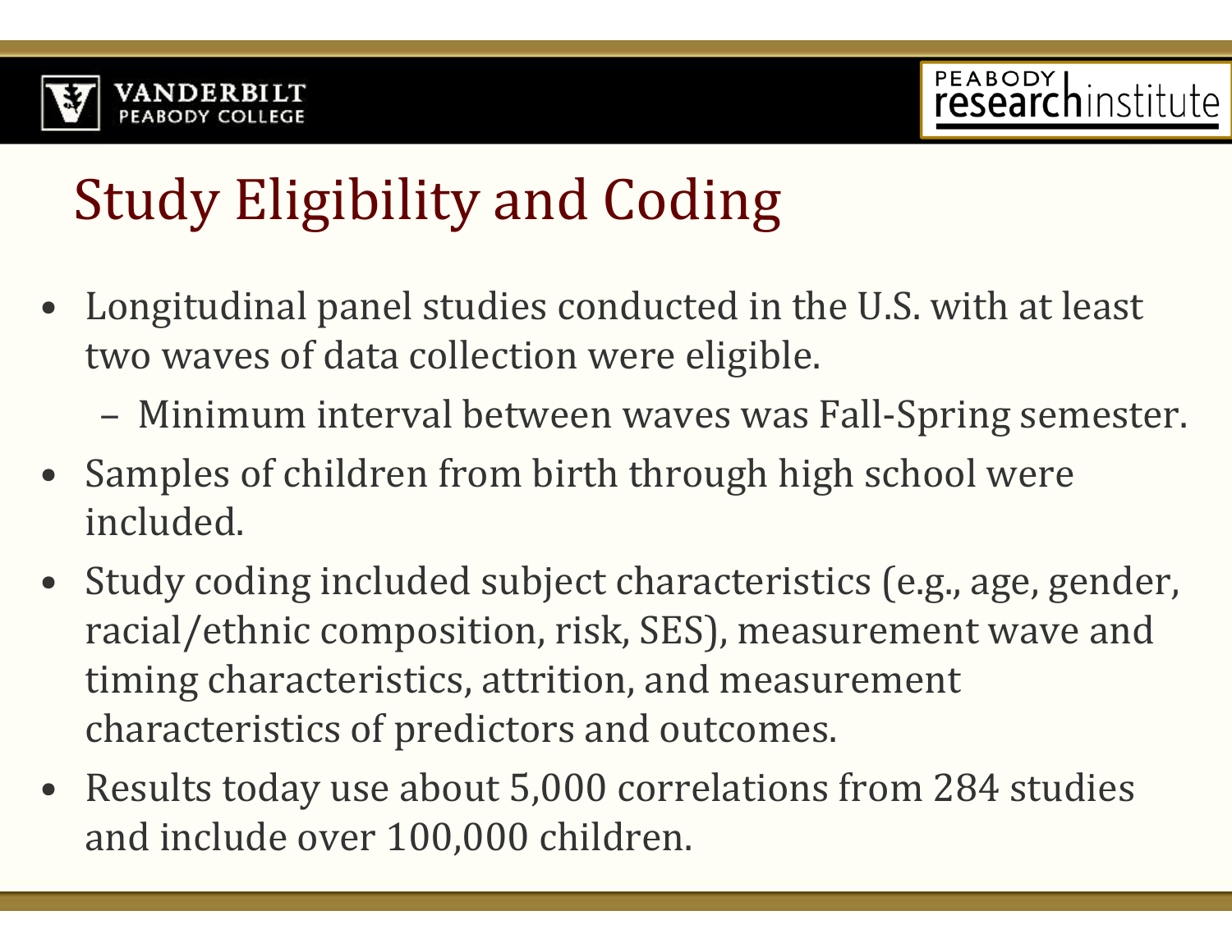# Study Eligibility and Coding

- Longitudinal panel studies conducted in the U.S. with at least two waves of data collection were eligible.
  - Minimum interval between waves was Fall-Spring semester.
- Samples of children from birth through high school were included.
- Study coding included subject characteristics (e.g., age, gender, racial/ethnic composition, risk, SES), measurement wave and timing characteristics, attrition, and measurement characteristics of predictors and outcomes.
- Results today use about 5,000 correlations from 284 studies and include over 100,000 children.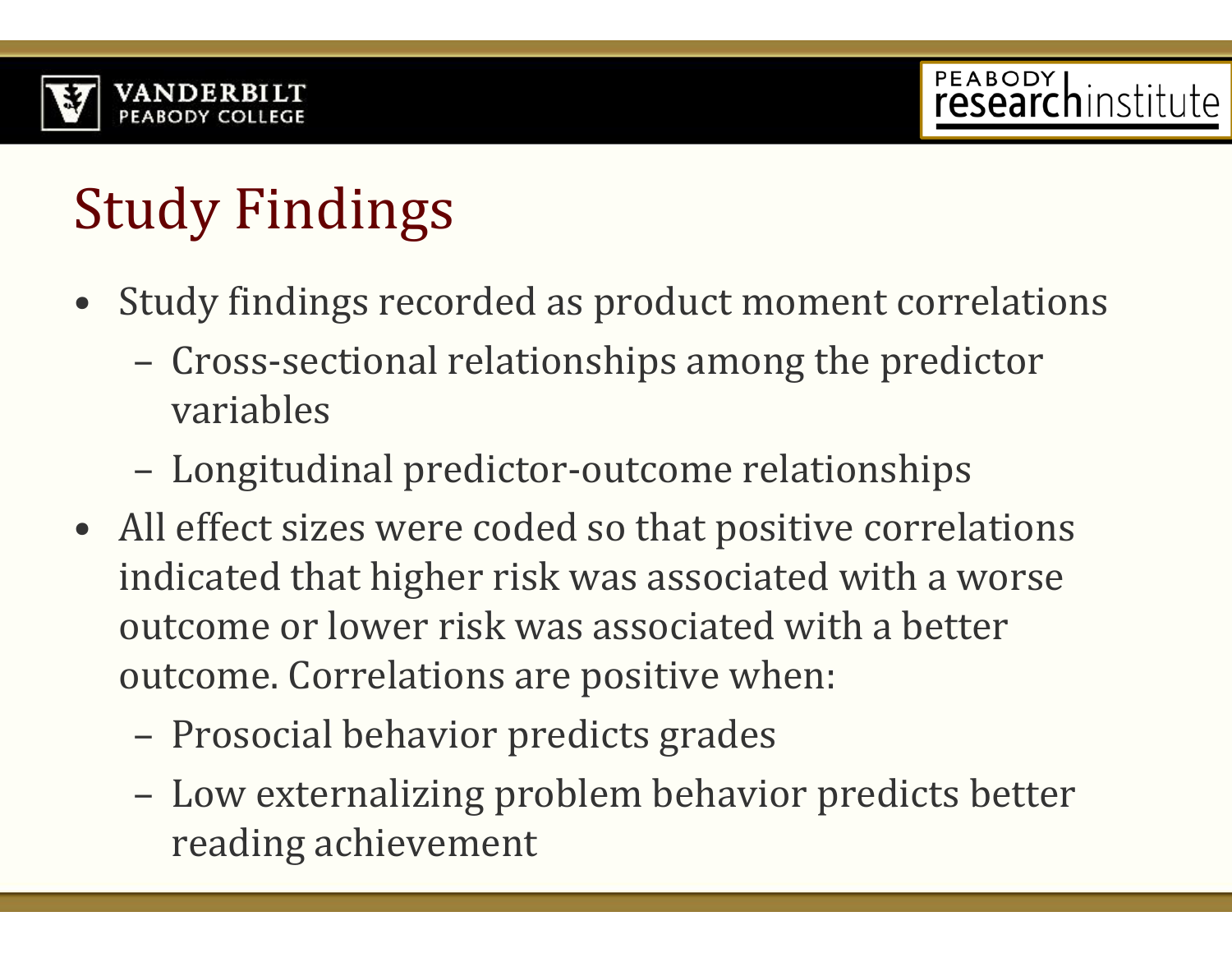# Study Findings

- Study findings recorded as product moment correlations
  - Cross-sectional relationships among the predictor variables
  - Longitudinal predictor-outcome relationships
- All effect sizes were coded so that positive correlations indicated that higher risk was associated with a worse outcome or lower risk was associated with a better outcome. Correlations are positive when:
  - Prosocial behavior predicts grades
  - Low externalizing problem behavior predicts better reading achievement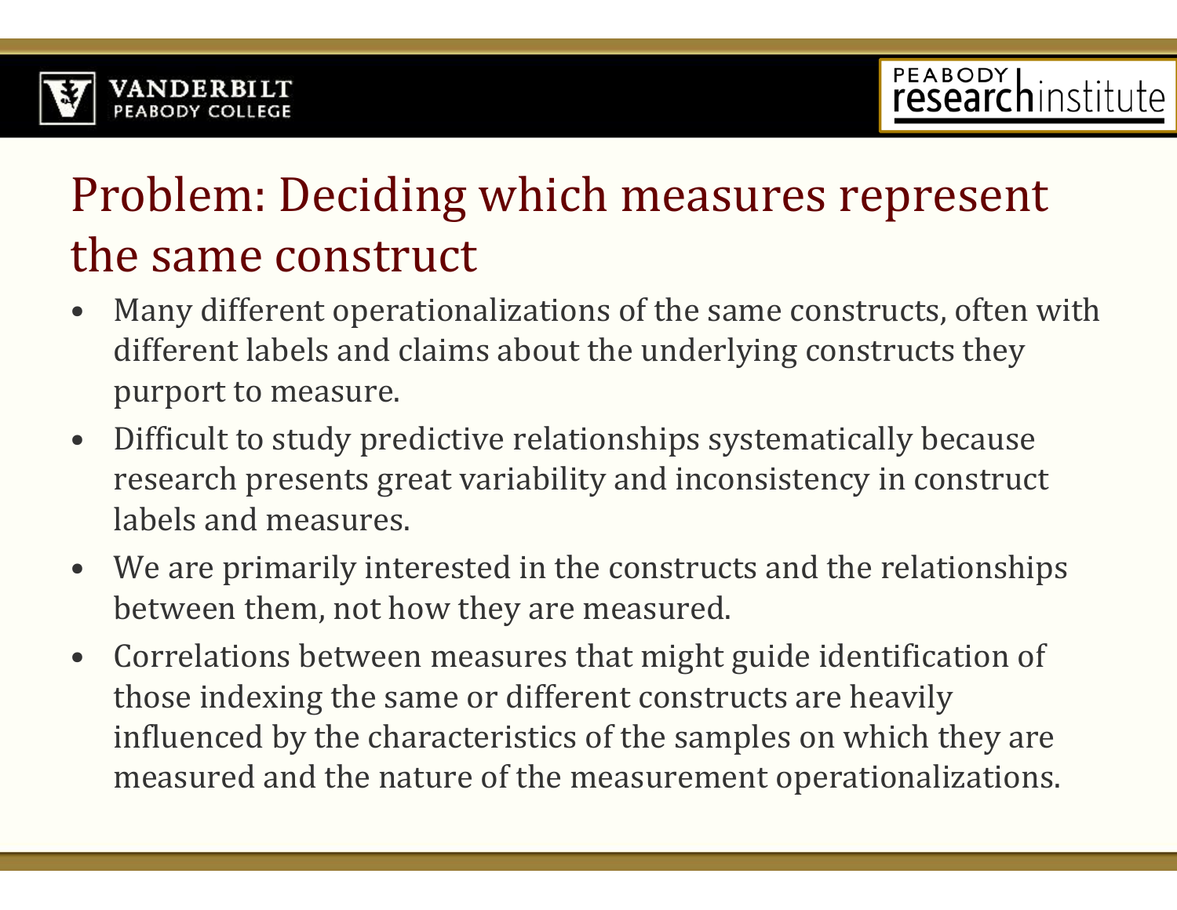# Problem: Deciding which measures represent the same construct

- Many different operationalizations of the same constructs, often with different labels and claims about the underlying constructs they purport to measure.
- Difficult to study predictive relationships systematically because research presents great variability and inconsistency in construct labels and measures.
- We are primarily interested in the constructs and the relationships between them, not how they are measured.
- Correlations between measures that might guide identification of those indexing the same or different constructs are heavily influenced by the characteristics of the samples on which they are measured and the nature of the measurement operationalizations.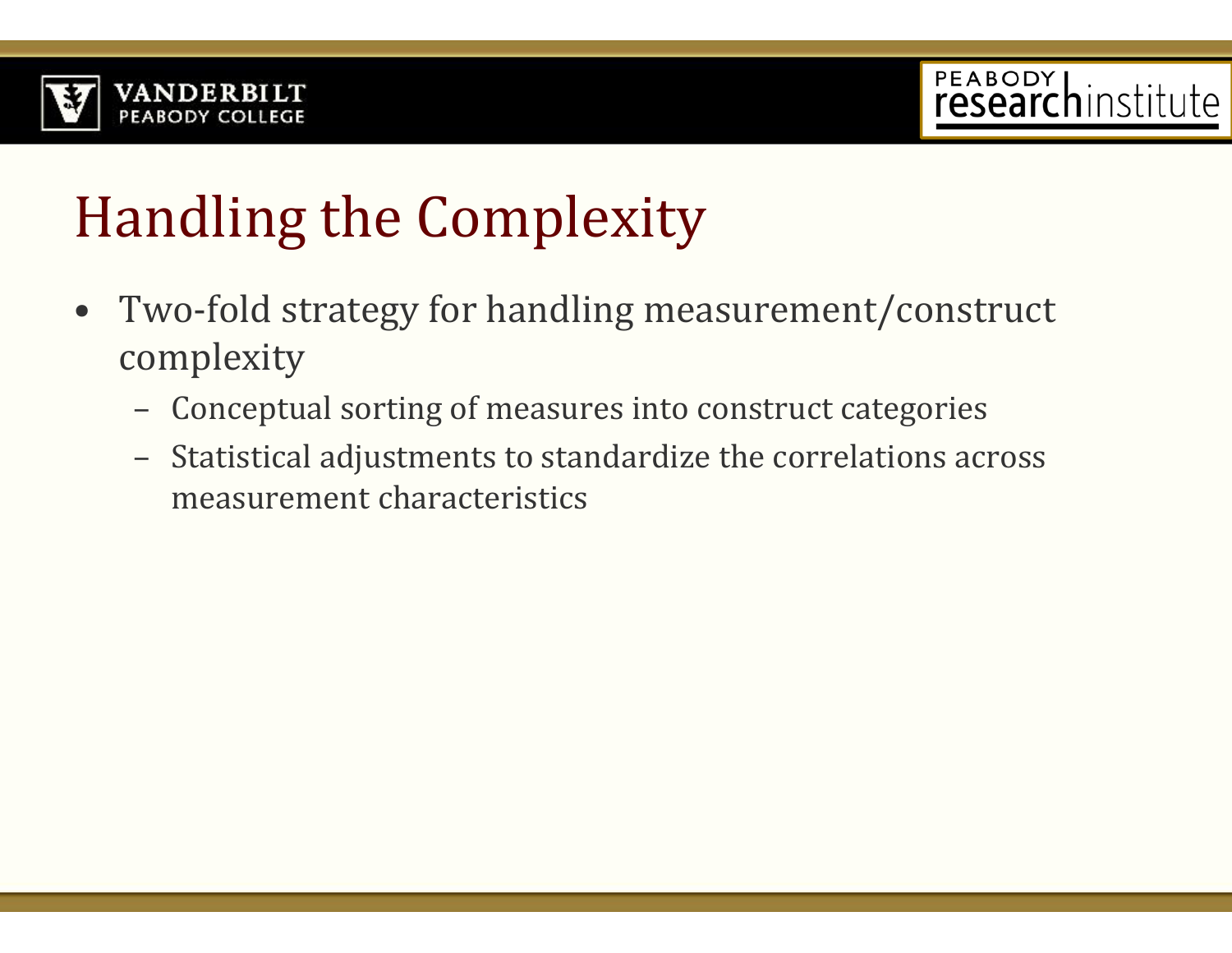# Handling the Complexity

- Two-fold strategy for handling measurement/construct complexity
  - Conceptual sorting of measures into construct categories
  - Statistical adjustments to standardize the correlations across measurement characteristics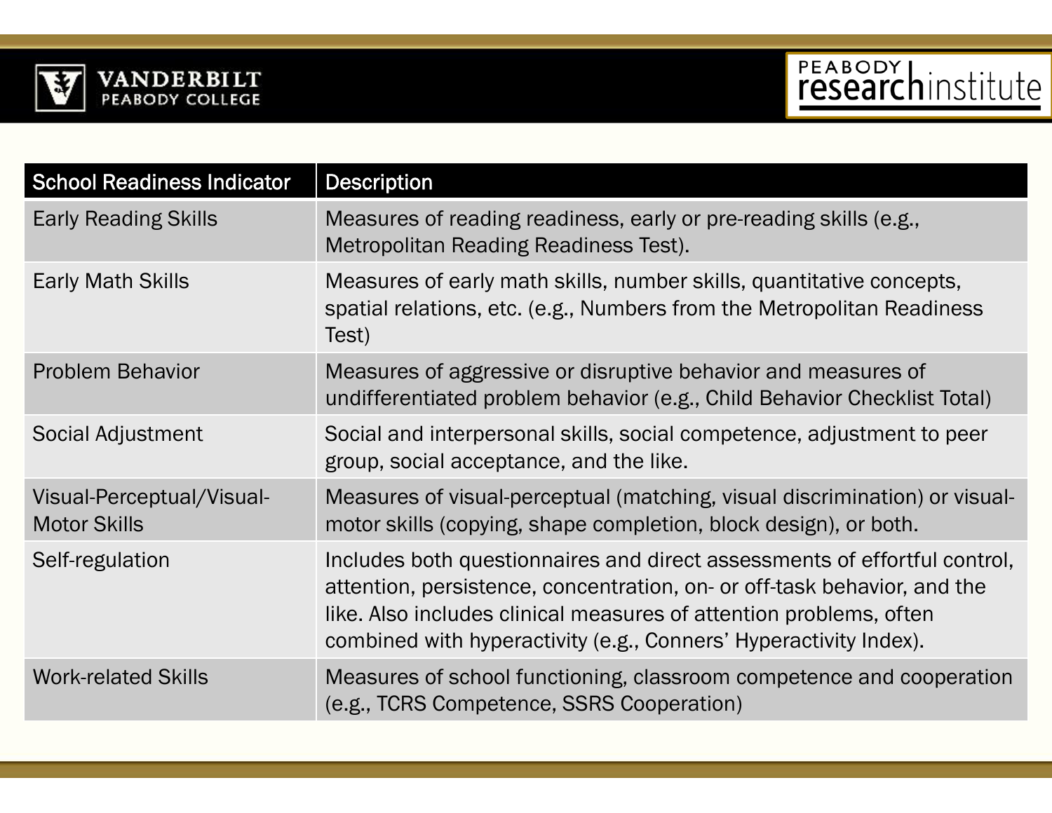| School Readiness Indicator | Description |
|---|---|
| Early Reading Skills | Measures of reading readiness, early or pre-reading skills (e.g., Metropolitan Reading Readiness Test). |
| Early Math Skills | Measures of early math skills, number skills, quantitative concepts, spatial relations, etc. (e.g., Numbers from the Metropolitan Readiness Test) |
| Problem Behavior | Measures of aggressive or disruptive behavior and measures of undifferentiated problem behavior (e.g., Child Behavior Checklist Total) |
| Social Adjustment | Social and interpersonal skills, social competence, adjustment to peer group, social acceptance, and the like. |
| Visual-Perceptual/Visual-Motor Skills | Measures of visual-perceptual (matching, visual discrimination) or visual-motor skills (copying, shape completion, block design), or both. |
| Self-regulation | Includes both questionnaires and direct assessments of effortful control, attention, persistence, concentration, on- or off-task behavior, and the like. Also includes clinical measures of attention problems, often combined with hyperactivity (e.g., Conners' Hyperactivity Index). |
| Work-related Skills | Measures of school functioning, classroom competence and cooperation (e.g., TCRS Competence, SSRS Cooperation) |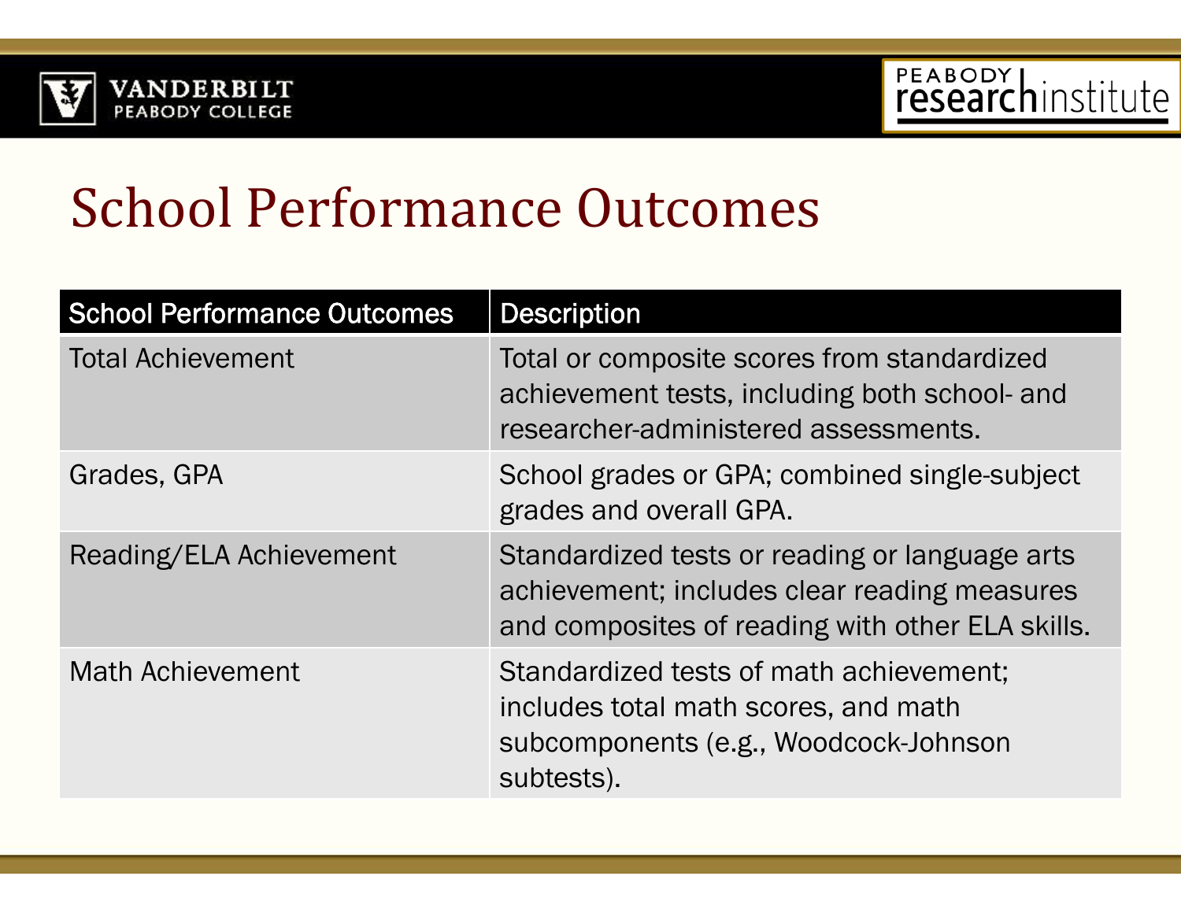# School Performance Outcomes

| School Performance Outcomes | Description |
| --- | --- |
| Total Achievement | Total or composite scores from standardized achievement tests, including both school- and researcher-administered assessments. |
| Grades, GPA | School grades or GPA; combined single-subject grades and overall GPA. |
| Reading/ELA Achievement | Standardized tests or reading or language arts achievement; includes clear reading measures and composites of reading with other ELA skills. |
| Math Achievement | Standardized tests of math achievement; includes total math scores, and math subcomponents (e.g., Woodcock-Johnson subtests). |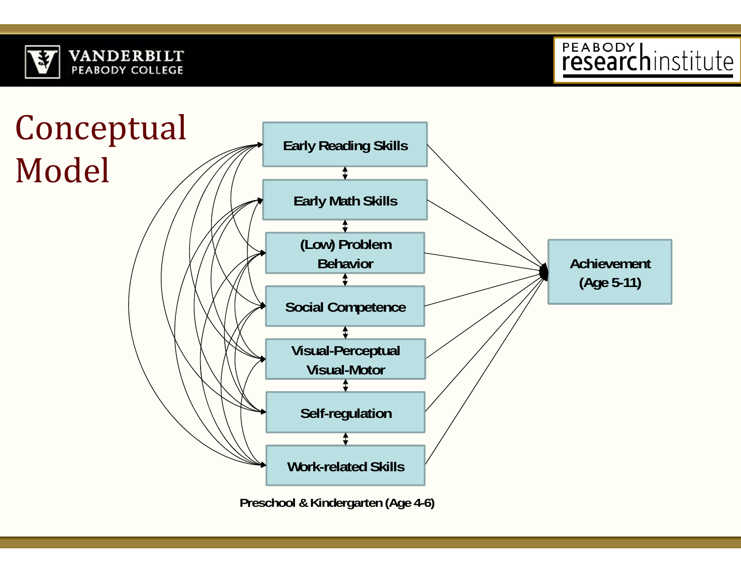# Conceptual Model

Early Reading Skills

Early Math Skills

(Low) Problem Behavior

Social Competence

Visual-Perceptual Visual-Motor

Self-regulation

Work-related Skills

Achievement (Age 5-11)

Preschool & Kindergarten (Age 4-6)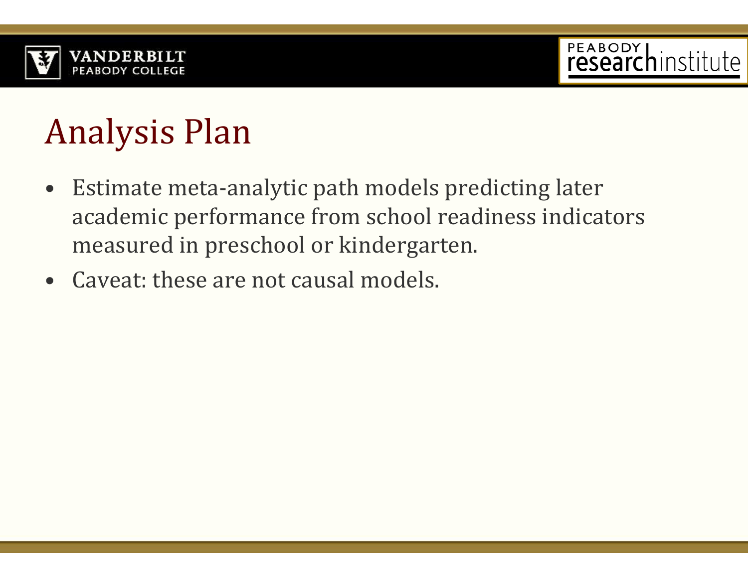# Analysis Plan

- Estimate meta-analytic path models predicting later academic performance from school readiness indicators measured in preschool or kindergarten.
- Caveat: these are not causal models.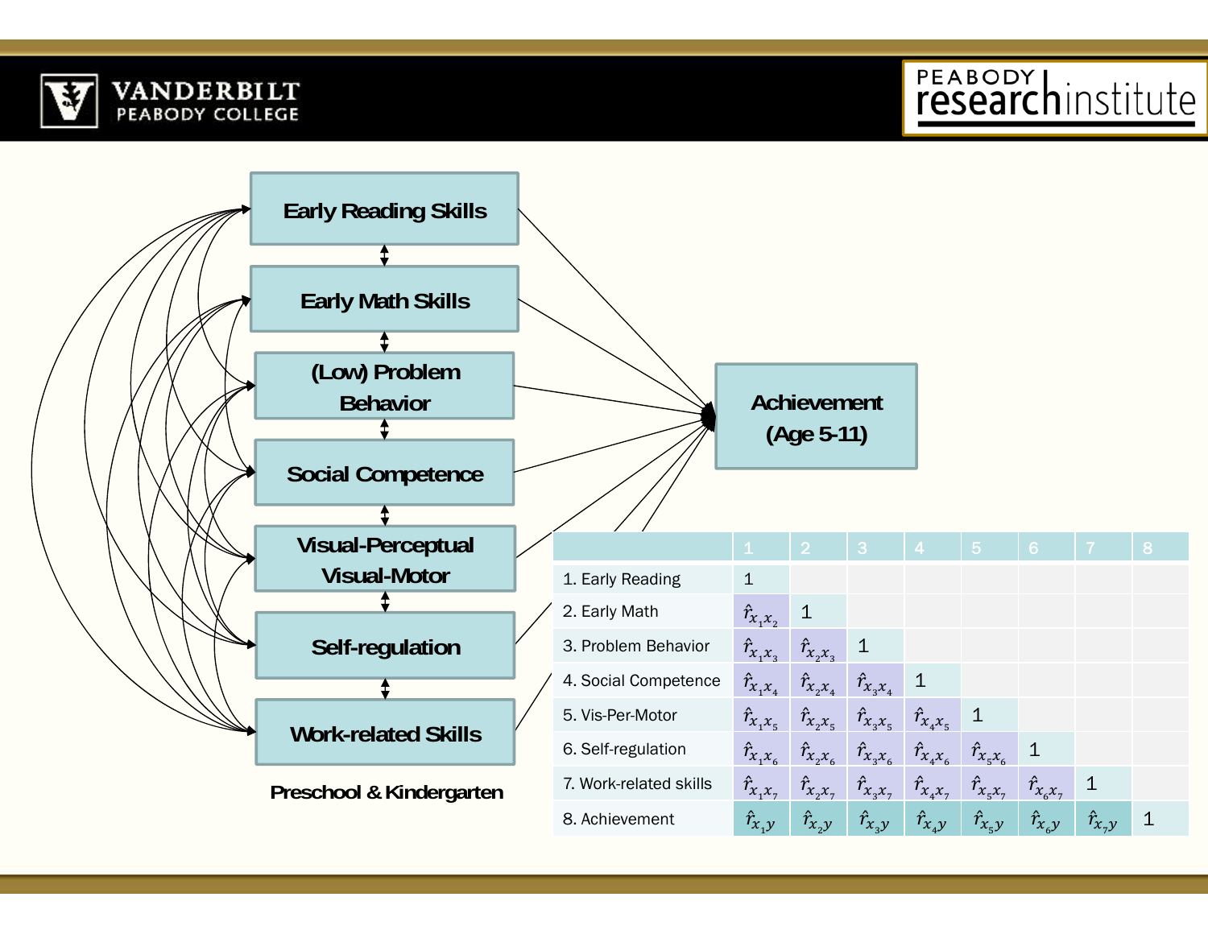Early Reading Skills

Early Math Skills

(Low) Problem Behavior

Social Competence

Visual-Perceptual Visual-Motor

Self-regulation

Work-related Skills

Preschool & Kindergarten

Achievement (Age 5-11)

| | 1 | 2 | 3 | 4 | 5 | 6 | 7 | 8 |
|---|---|---|---|---|---|---|---|---|
| 1. Early Reading | 1 | | | | | | | |
| 2. Early Math | $\hat{r}_{x_1x_2}$ | 1 | | | | | | |
| 3. Problem Behavior | $\hat{r}_{x_1x_3}$ | $\hat{r}_{x_2x_3}$ | 1 | | | | | |
| 4. Social Competence | $\hat{r}_{x_1x_4}$ | $\hat{r}_{x_2x_4}$ | $\hat{r}_{x_3x_4}$ | 1 | | | | |
| 5. Vis-Per-Motor | $\hat{r}_{x_1x_5}$ | $\hat{r}_{x_2x_5}$ | $\hat{r}_{x_3x_5}$ | $\hat{r}_{x_4x_5}$ | 1 | | | |
| 6. Self-regulation | $\hat{r}_{x_1x_6}$ | $\hat{r}_{x_2x_6}$ | $\hat{r}_{x_3x_6}$ | $\hat{r}_{x_4x_6}$ | $\hat{r}_{x_5x_6}$ | 1 | | |
| 7. Work-related skills | $\hat{r}_{x_1x_7}$ | $\hat{r}_{x_2x_7}$ | $\hat{r}_{x_3x_7}$ | $\hat{r}_{x_4x_7}$ | $\hat{r}_{x_5x_7}$ | $\hat{r}_{x_6x_7}$ | 1 | |
| 8. Achievement | $\hat{r}_{x_1y}$ | $\hat{r}_{x_2y}$ | $\hat{r}_{x_3y}$ | $\hat{r}_{x_4y}$ | $\hat{r}_{x_5y}$ | $\hat{r}_{x_6y}$ | $\hat{r}_{x_7y}$ | 1 |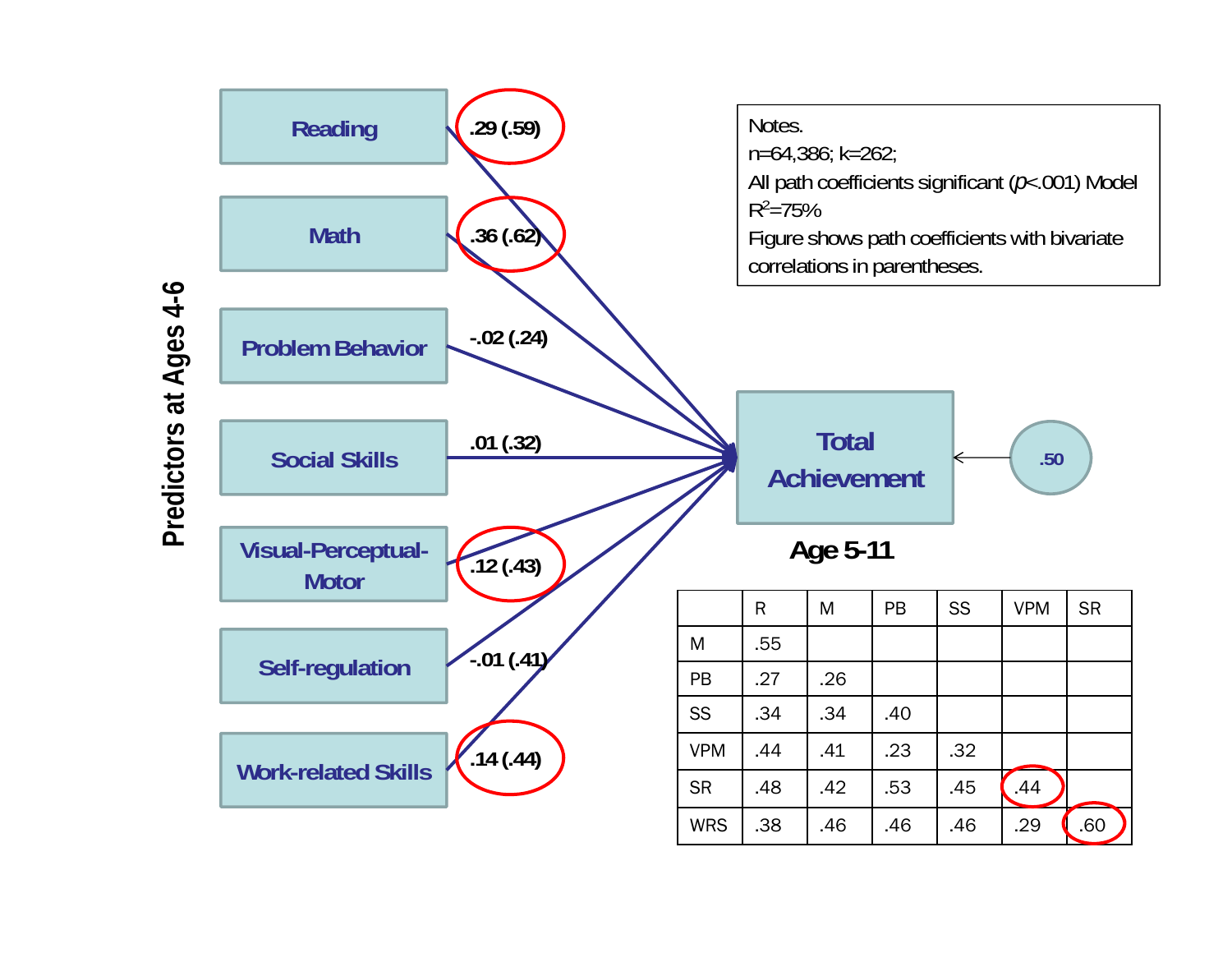**Predictors at Ages 4-6**

- Reading: .29 (.59)
- Math: .36 (.62)
- Problem Behavior: -.02 (.24)
- Social Skills: .01 (.32)
- Visual-Perceptual-Motor: .12 (.43)
- Self-regulation: -.01 (.41)
- Work-related Skills: .14 (.44)

**Total Achievement**

**Age 5-11**

.50

Notes.
n=64,386; k=262;
All path coefficients significant ($p$<.001) Model $R^2$=75%
Figure shows path coefficients with bivariate correlations in parentheses.

| | R | M | PB | SS | VPM | SR |
|---|---|---|---|---|---|---|
| M | .55 | | | | | |
| PB | .27 | .26 | | | | |
| SS | .34 | .34 | .40 | | | |
| VPM | .44 | .41 | .23 | .32 | | |
| SR | .48 | .42 | .53 | .45 | .44 | |
| WRS | .38 | .46 | .46 | .46 | .29 | .60 |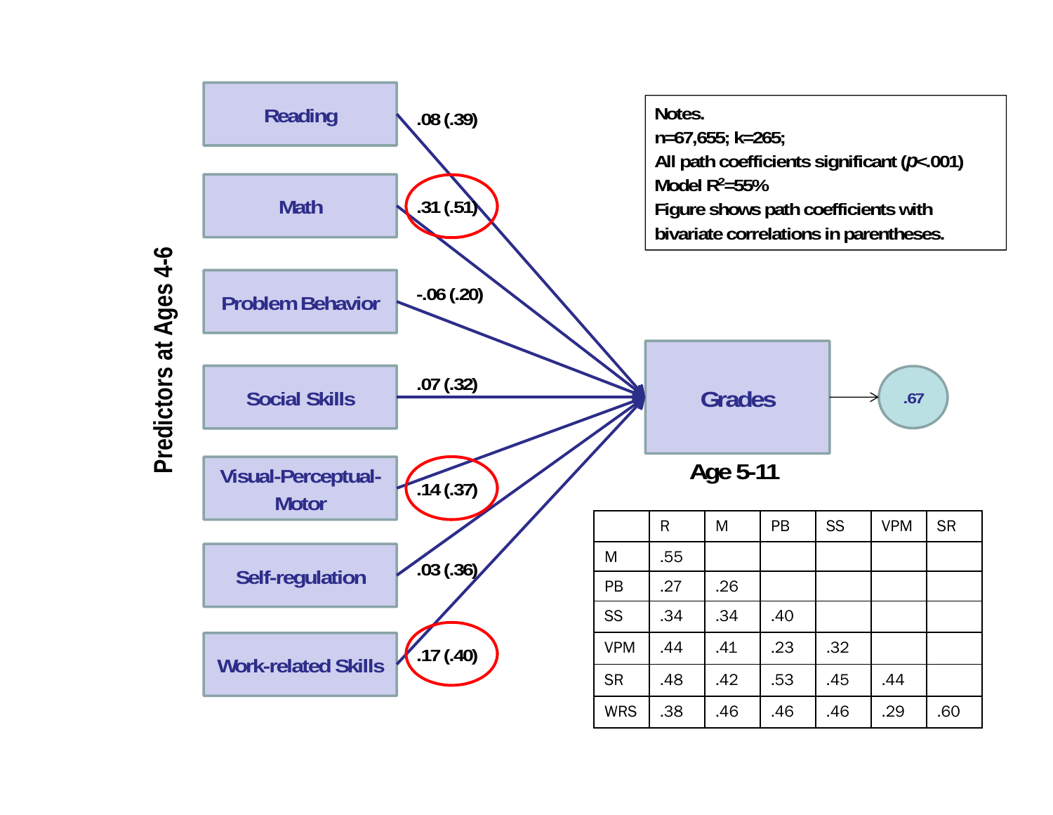**Predictors at Ages 4-6**

| Predictor | Path coefficient (bivariate correlation) |
|---|---|
| Reading | .08 (.39) |
| Math | .31 (.51) |
| Problem Behavior | -.06 (.20) |
| Social Skills | .07 (.32) |
| Visual-Perceptual-Motor | .14 (.37) |
| Self-regulation | .03 (.36) |
| Work-related Skills | .17 (.40) |

**Grades** — Age 5-11 — .67

**Notes.**
n=67,655; k=265;
All path coefficients significant (*p*<.001)
Model $R^2$=55%
Figure shows path coefficients with bivariate correlations in parentheses.

| | R | M | PB | SS | VPM | SR |
|---|---|---|---|---|---|---|
| M | .55 | | | | | |
| PB | .27 | .26 | | | | |
| SS | .34 | .34 | .40 | | | |
| VPM | .44 | .41 | .23 | .32 | | |
| SR | .48 | .42 | .53 | .45 | .44 | |
| WRS | .38 | .46 | .46 | .46 | .29 | .60 |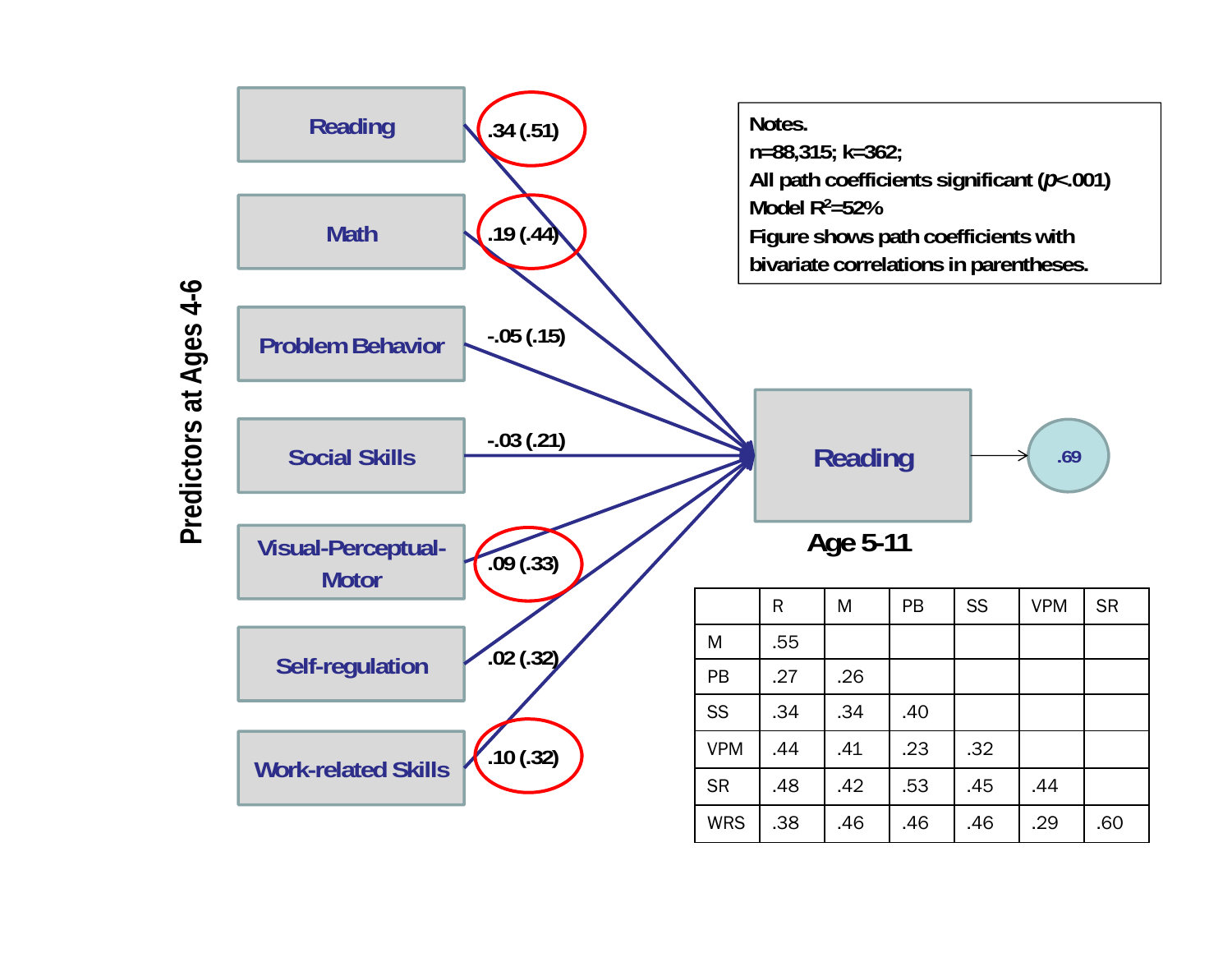**Predictors at Ages 4-6**

- Reading — .34 (.51)
- Math — .19 (.44)
- Problem Behavior — -.05 (.15)
- Social Skills — -.03 (.21)
- Visual-Perceptual-Motor — .09 (.33)
- Self-regulation — .02 (.32)
- Work-related Skills — .10 (.32)

**Reading**

**Age 5-11**

.69

Notes.
n=88,315; k=362;
All path coefficients significant ($p$<.001)
Model $R^2$=52%
Figure shows path coefficients with bivariate correlations in parentheses.

| | R | M | PB | SS | VPM | SR |
|---|---|---|---|---|---|---|
| M | .55 | | | | | |
| PB | .27 | .26 | | | | |
| SS | .34 | .34 | .40 | | | |
| VPM | .44 | .41 | .23 | .32 | | |
| SR | .48 | .42 | .53 | .45 | .44 | |
| WRS | .38 | .46 | .46 | .46 | .29 | .60 |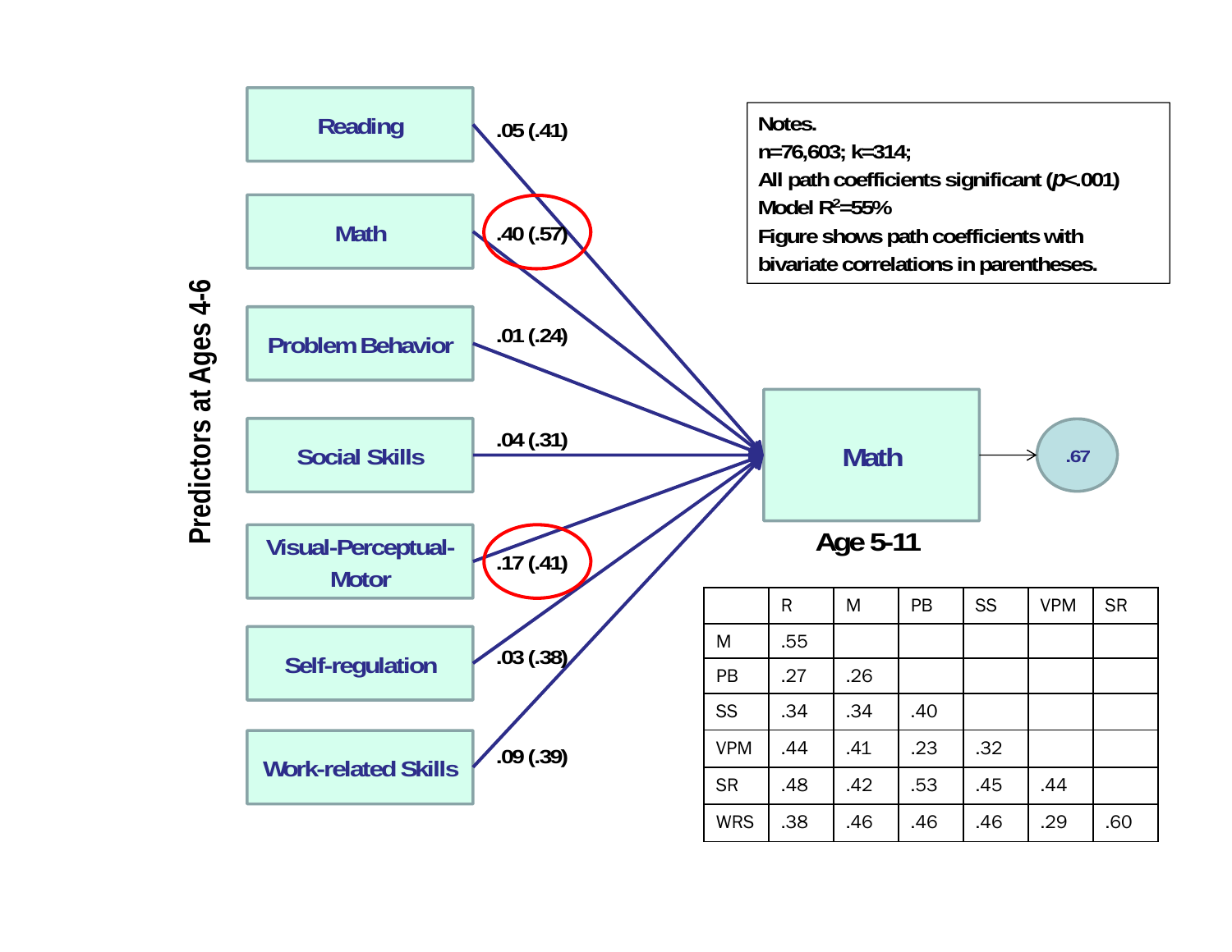**Predictors at Ages 4-6**

| Predictor | Path coefficient (bivariate correlation) |
|---|---|
| Reading | .05 (.41) |
| Math | .40 (.57) |
| Problem Behavior | .01 (.24) |
| Social Skills | .04 (.31) |
| Visual-Perceptual-Motor | .17 (.41) |
| Self-regulation | .03 (.38) |
| Work-related Skills | .09 (.39) |

**Math**

**Age 5-11**

.67

**Notes.**
**n=76,603; k=314;**
**All path coefficients significant (*p*<.001)**
**Model $R^2$=55%**
**Figure shows path coefficients with bivariate correlations in parentheses.**

| | R | M | PB | SS | VPM | SR |
|---|---|---|---|---|---|---|
| M | .55 | | | | | |
| PB | .27 | .26 | | | | |
| SS | .34 | .34 | .40 | | | |
| VPM | .44 | .41 | .23 | .32 | | |
| SR | .48 | .42 | .53 | .45 | .44 | |
| WRS | .38 | .46 | .46 | .46 | .29 | .60 |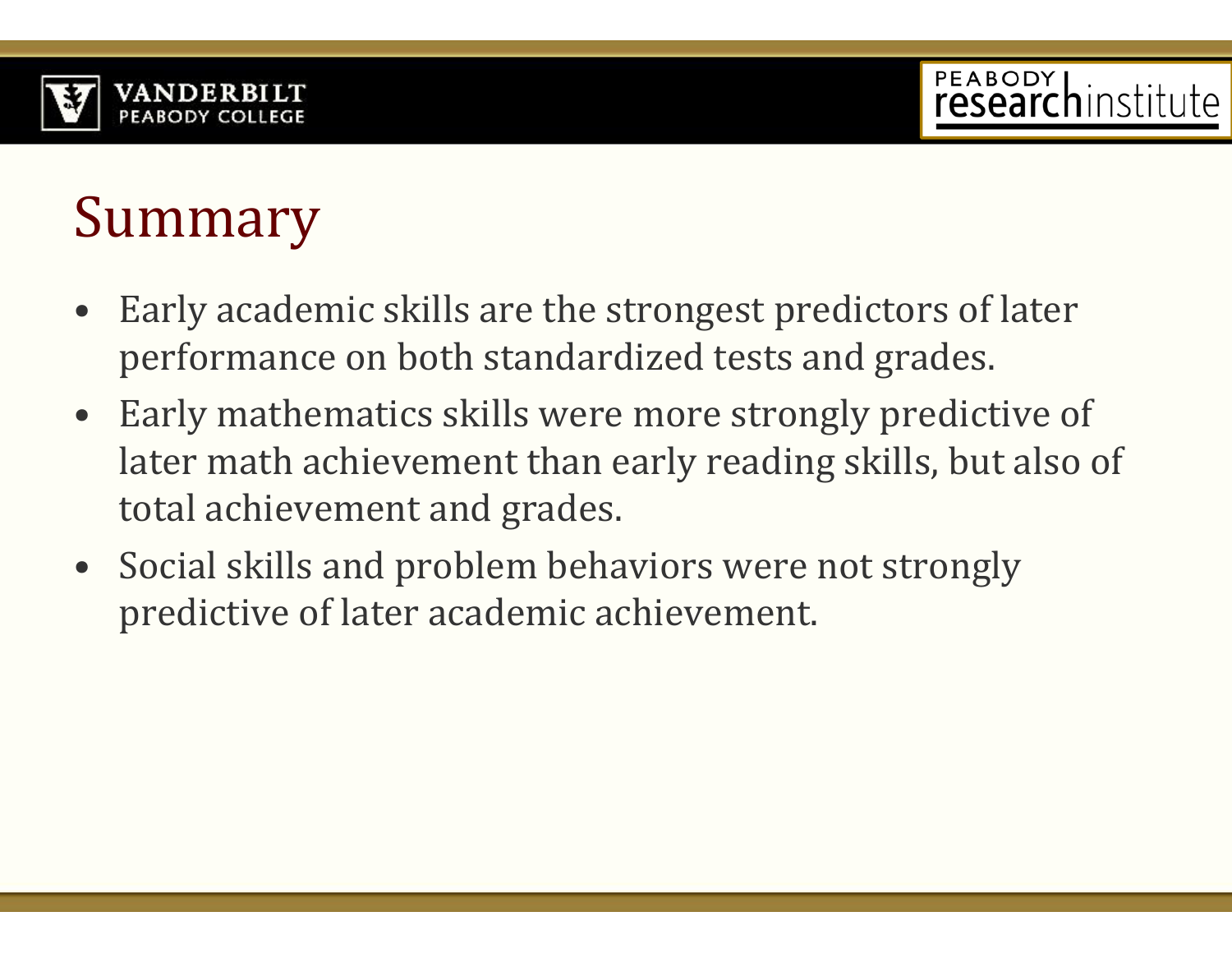# Summary

- Early academic skills are the strongest predictors of later performance on both standardized tests and grades.
- Early mathematics skills were more strongly predictive of later math achievement than early reading skills, but also of total achievement and grades.
- Social skills and problem behaviors were not strongly predictive of later academic achievement.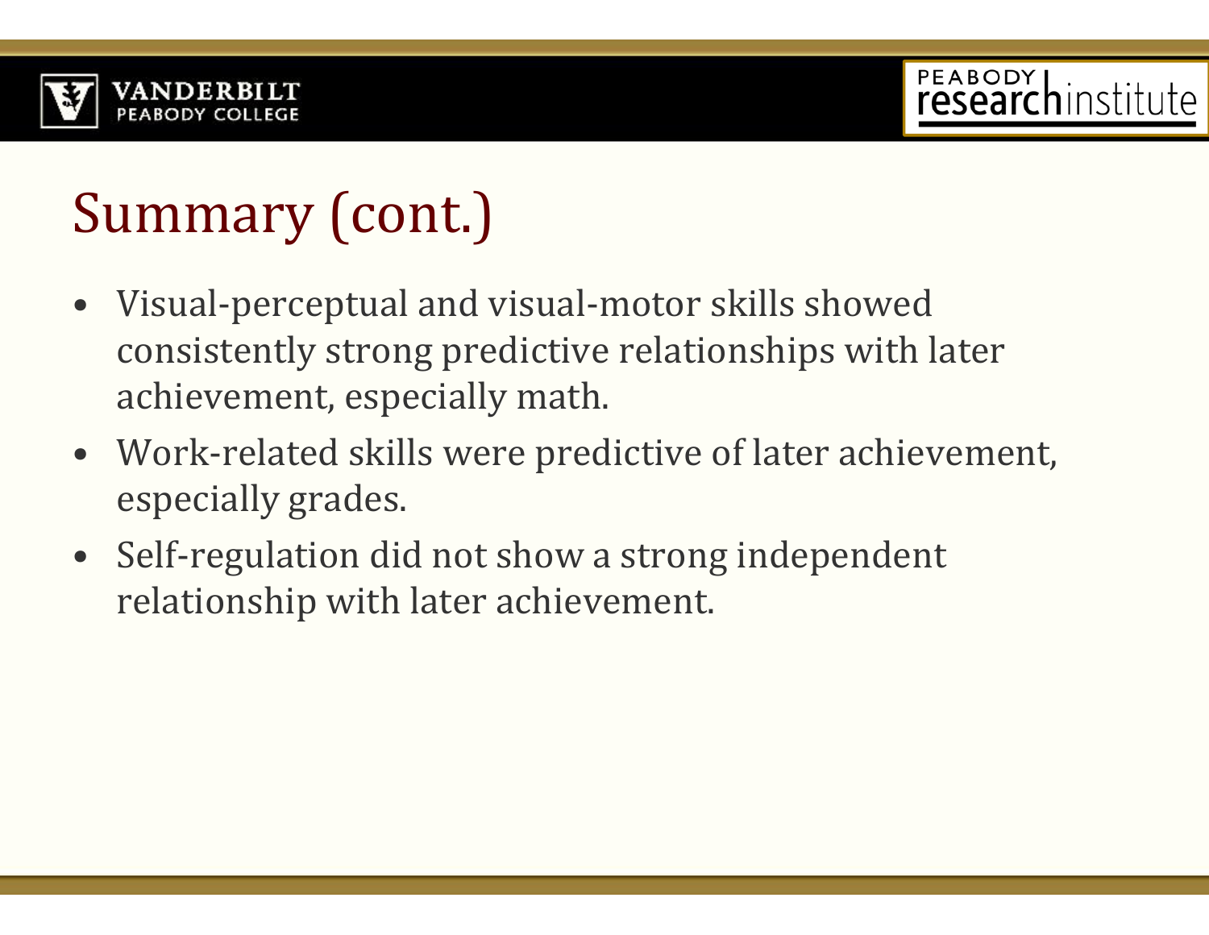# Summary (cont.)

- Visual-perceptual and visual-motor skills showed consistently strong predictive relationships with later achievement, especially math.
- Work-related skills were predictive of later achievement, especially grades.
- Self-regulation did not show a strong independent relationship with later achievement.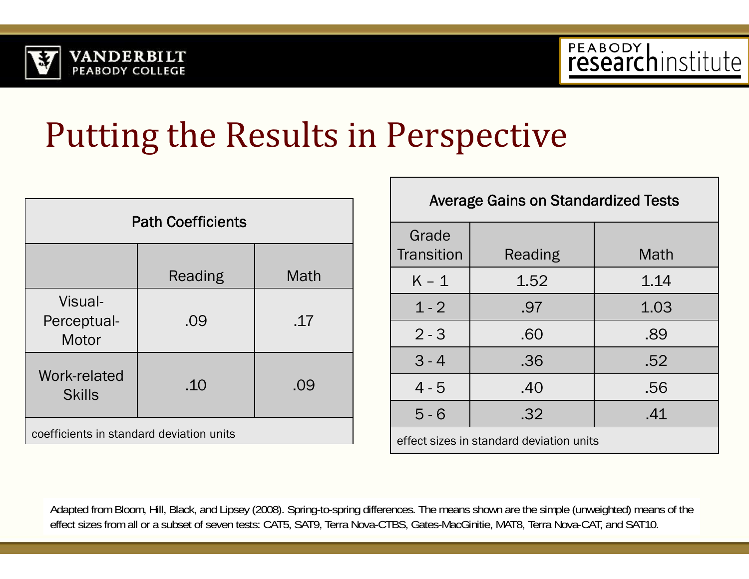# Putting the Results in Perspective

| Path Coefficients | | |
|---|---|---|
| | Reading | Math |
| Visual-Perceptual-Motor | .09 | .17 |
| Work-related Skills | .10 | .09 |
| coefficients in standard deviation units | | |

| Average Gains on Standardized Tests | | |
|---|---|---|
| Grade Transition | Reading | Math |
| K – 1 | 1.52 | 1.14 |
| 1 - 2 | .97 | 1.03 |
| 2 - 3 | .60 | .89 |
| 3 - 4 | .36 | .52 |
| 4 - 5 | .40 | .56 |
| 5 - 6 | .32 | .41 |
| effect sizes in standard deviation units | | |

Adapted from Bloom, Hill, Black, and Lipsey (2008). Spring-to-spring differences. The means shown are the simple (unweighted) means of the effect sizes from all or a subset of seven tests: CAT5, SAT9, Terra Nova-CTBS, Gates-MacGinitie, MAT8, Terra Nova-CAT, and SAT10.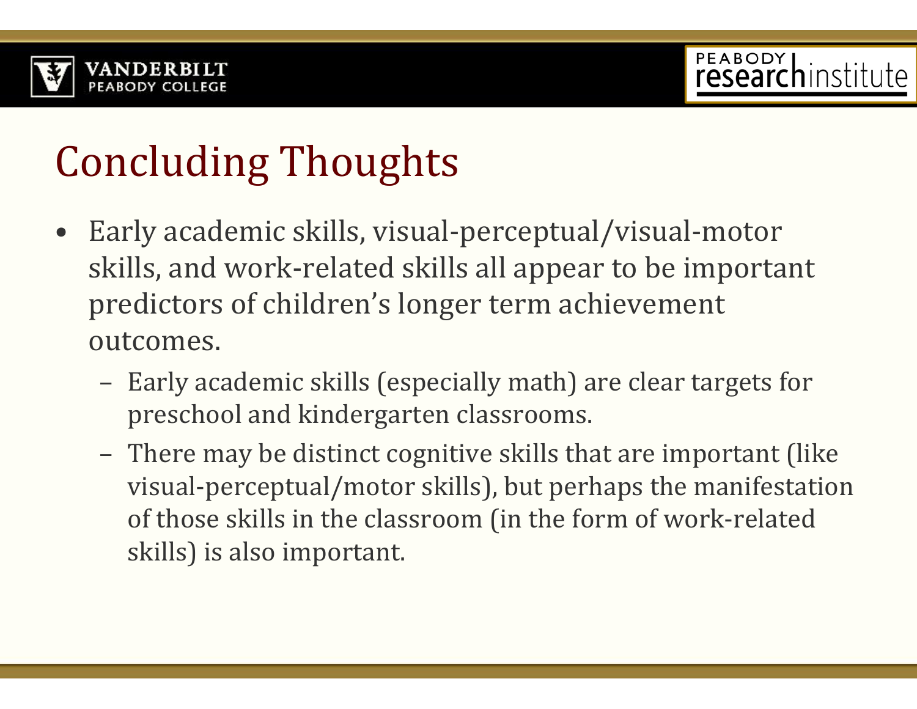# Concluding Thoughts

- Early academic skills, visual-perceptual/visual-motor skills, and work-related skills all appear to be important predictors of children's longer term achievement outcomes.
  - Early academic skills (especially math) are clear targets for preschool and kindergarten classrooms.
  - There may be distinct cognitive skills that are important (like visual-perceptual/motor skills), but perhaps the manifestation of those skills in the classroom (in the form of work-related skills) is also important.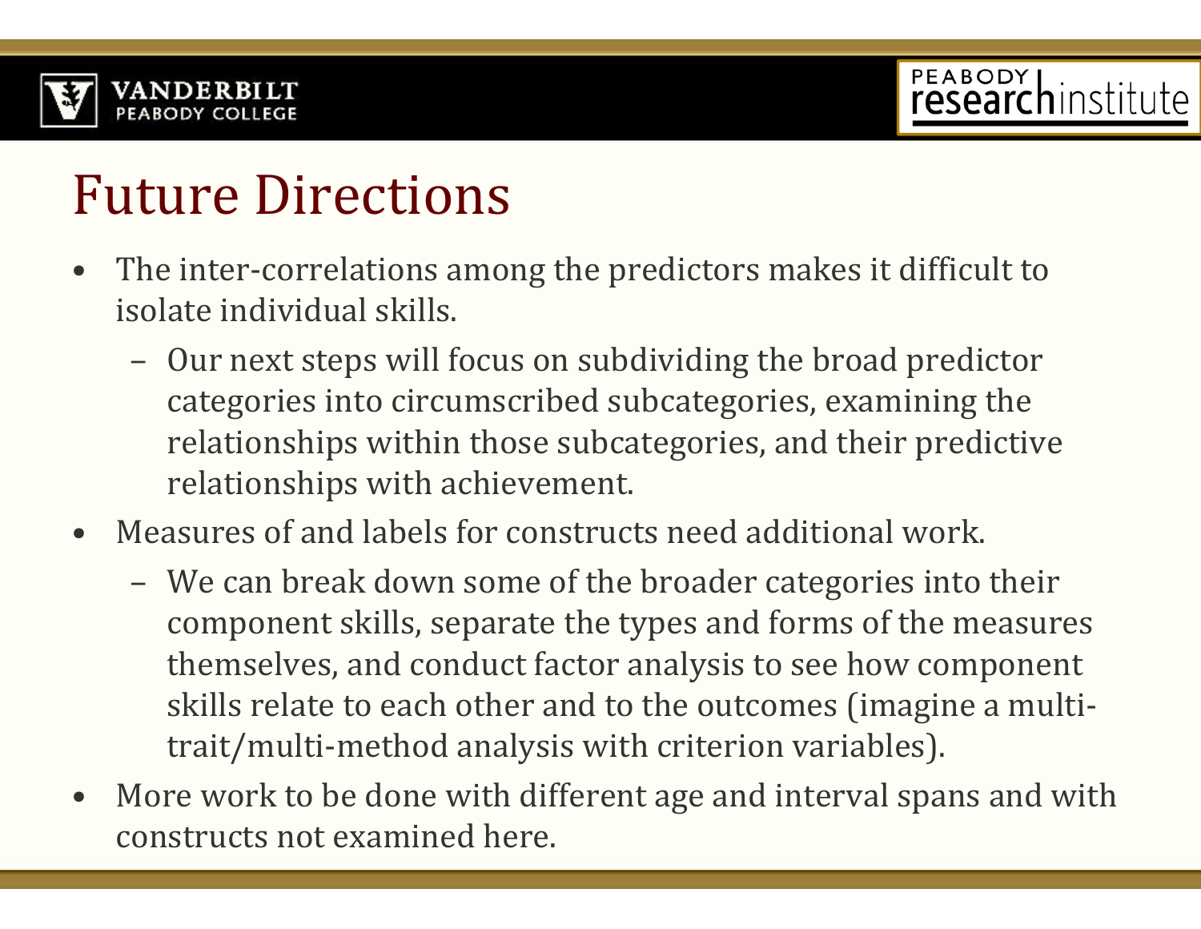# Future Directions

- The inter-correlations among the predictors makes it difficult to isolate individual skills.
  - Our next steps will focus on subdividing the broad predictor categories into circumscribed subcategories, examining the relationships within those subcategories, and their predictive relationships with achievement.
- Measures of and labels for constructs need additional work.
  - We can break down some of the broader categories into their component skills, separate the types and forms of the measures themselves, and conduct factor analysis to see how component skills relate to each other and to the outcomes (imagine a multi-trait/multi-method analysis with criterion variables).
- More work to be done with different age and interval spans and with constructs not examined here.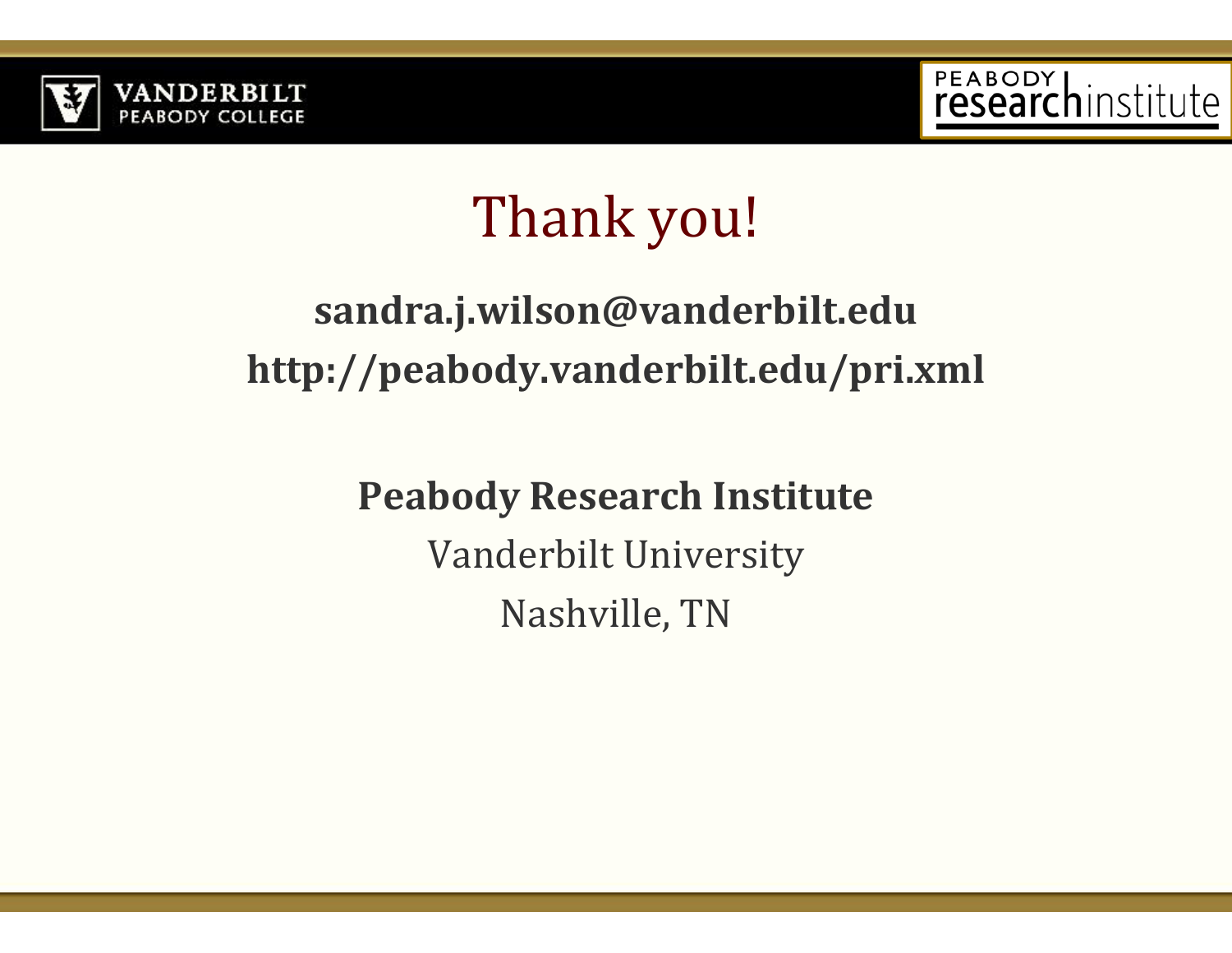# Thank you!

**sandra.j.wilson@vanderbilt.edu**

**http://peabody.vanderbilt.edu/pri.xml**

**Peabody Research Institute**

Vanderbilt University

Nashville, TN